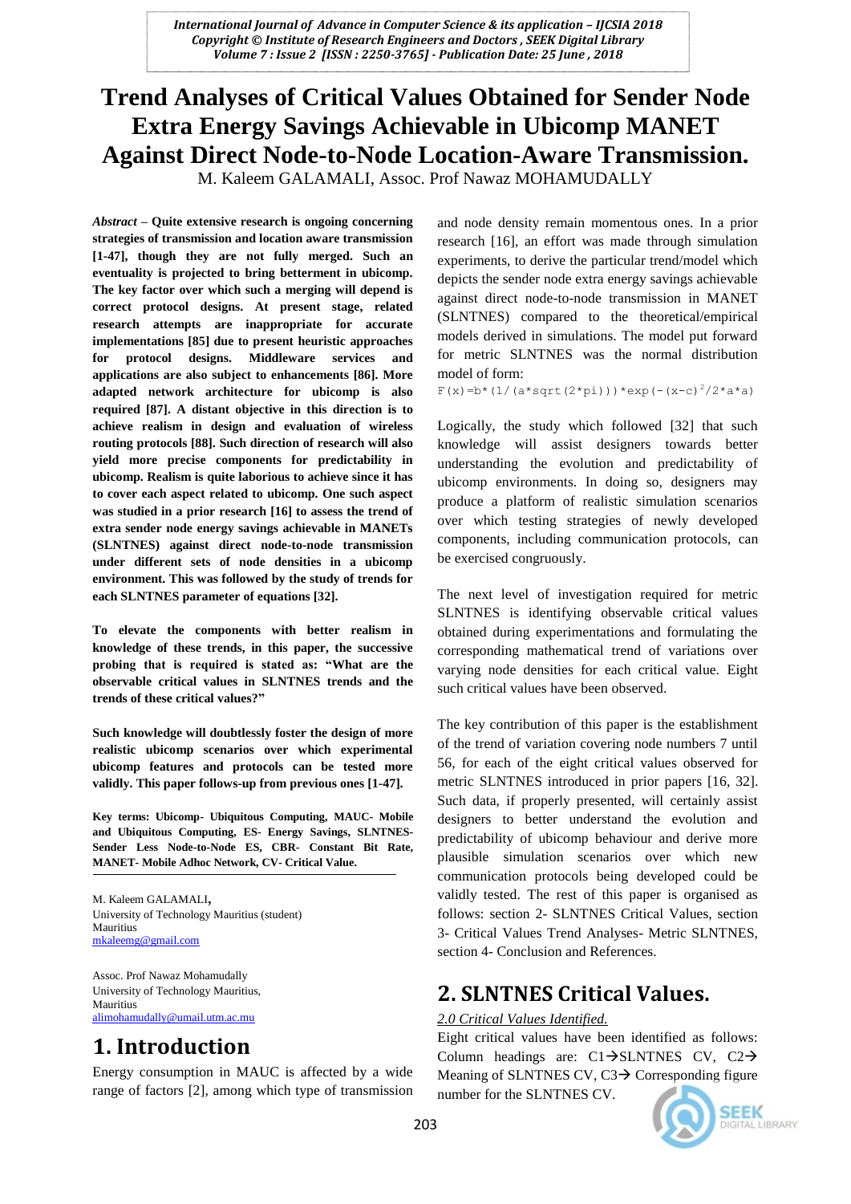# Trend Analyses of Critical Values Obtained for Sender Node Extra Energy Savings Achievable in Ubicomp MANET Against Direct Node-to-Node Location-Aware Transmission.

M. Kaleem GALAMALI, Assoc. Prof Nawaz MOHAMUDALLY

***Abstract* – Quite extensive research is ongoing concerning strategies of transmission and location aware transmission [1-47], though they are not fully merged. Such an eventuality is projected to bring betterment in ubicomp. The key factor over which such a merging will depend is correct protocol designs. At present stage, related research attempts are inappropriate for accurate implementations [85] due to present heuristic approaches for protocol designs. Middleware services and applications are also subject to enhancements [86]. More adapted network architecture for ubicomp is also required [87]. A distant objective in this direction is to achieve realism in design and evaluation of wireless routing protocols [88]. Such direction of research will also yield more precise components for predictability in ubicomp. Realism is quite laborious to achieve since it has to cover each aspect related to ubicomp. One such aspect was studied in a prior research [16] to assess the trend of extra sender node energy savings achievable in MANETs (SLNTNES) against direct node-to-node transmission under different sets of node densities in a ubicomp environment. This was followed by the study of trends for each SLNTNES parameter of equations [32].**

**To elevate the components with better realism in knowledge of these trends, in this paper, the successive probing that is required is stated as: "What are the observable critical values in SLNTNES trends and the trends of these critical values?"**

**Such knowledge will doubtlessly foster the design of more realistic ubicomp scenarios over which experimental ubicomp features and protocols can be tested more validly. This paper follows-up from previous ones [1-47].**

**Key terms: Ubicomp- Ubiquitous Computing, MAUC- Mobile and Ubiquitous Computing, ES- Energy Savings, SLNTNES- Sender Less Node-to-Node ES, CBR- Constant Bit Rate, MANET- Mobile Adhoc Network, CV- Critical Value.**

M. Kaleem GALAMALI,
University of Technology Mauritius (student)
Mauritius
mkaleemg@gmail.com

Assoc. Prof Nawaz Mohamudally
University of Technology Mauritius,
Mauritius
alimohamudally@umail.utm.ac.mu

# 1. Introduction

Energy consumption in MAUC is affected by a wide range of factors [2], among which type of transmission and node density remain momentous ones. In a prior research [16], an effort was made through simulation experiments, to derive the particular trend/model which depicts the sender node extra energy savings achievable against direct node-to-node transmission in MANET (SLNTNES) compared to the theoretical/empirical models derived in simulations. The model put forward for metric SLNTNES was the normal distribution model of form:

$$F(x)=b*(1/(a*sqrt(2*pi)))*exp(-(x-c)^2/2*a*a)$$

Logically, the study which followed [32] that such knowledge will assist designers towards better understanding the evolution and predictability of ubicomp environments. In doing so, designers may produce a platform of realistic simulation scenarios over which testing strategies of newly developed components, including communication protocols, can be exercised congruously.

The next level of investigation required for metric SLNTNES is identifying observable critical values obtained during experimentations and formulating the corresponding mathematical trend of variations over varying node densities for each critical value. Eight such critical values have been observed.

The key contribution of this paper is the establishment of the trend of variation covering node numbers 7 until 56, for each of the eight critical values observed for metric SLNTNES introduced in prior papers [16, 32]. Such data, if properly presented, will certainly assist designers to better understand the evolution and predictability of ubicomp behaviour and derive more plausible simulation scenarios over which new communication protocols being developed could be validly tested. The rest of this paper is organised as follows: section 2- SLNTNES Critical Values, section 3- Critical Values Trend Analyses- Metric SLNTNES, section 4- Conclusion and References.

# 2. SLNTNES Critical Values.

## *2.0 Critical Values Identified.*

Eight critical values have been identified as follows: Column headings are: C1→SLNTNES CV, C2→ Meaning of SLNTNES CV, C3→ Corresponding figure number for the SLNTNES CV.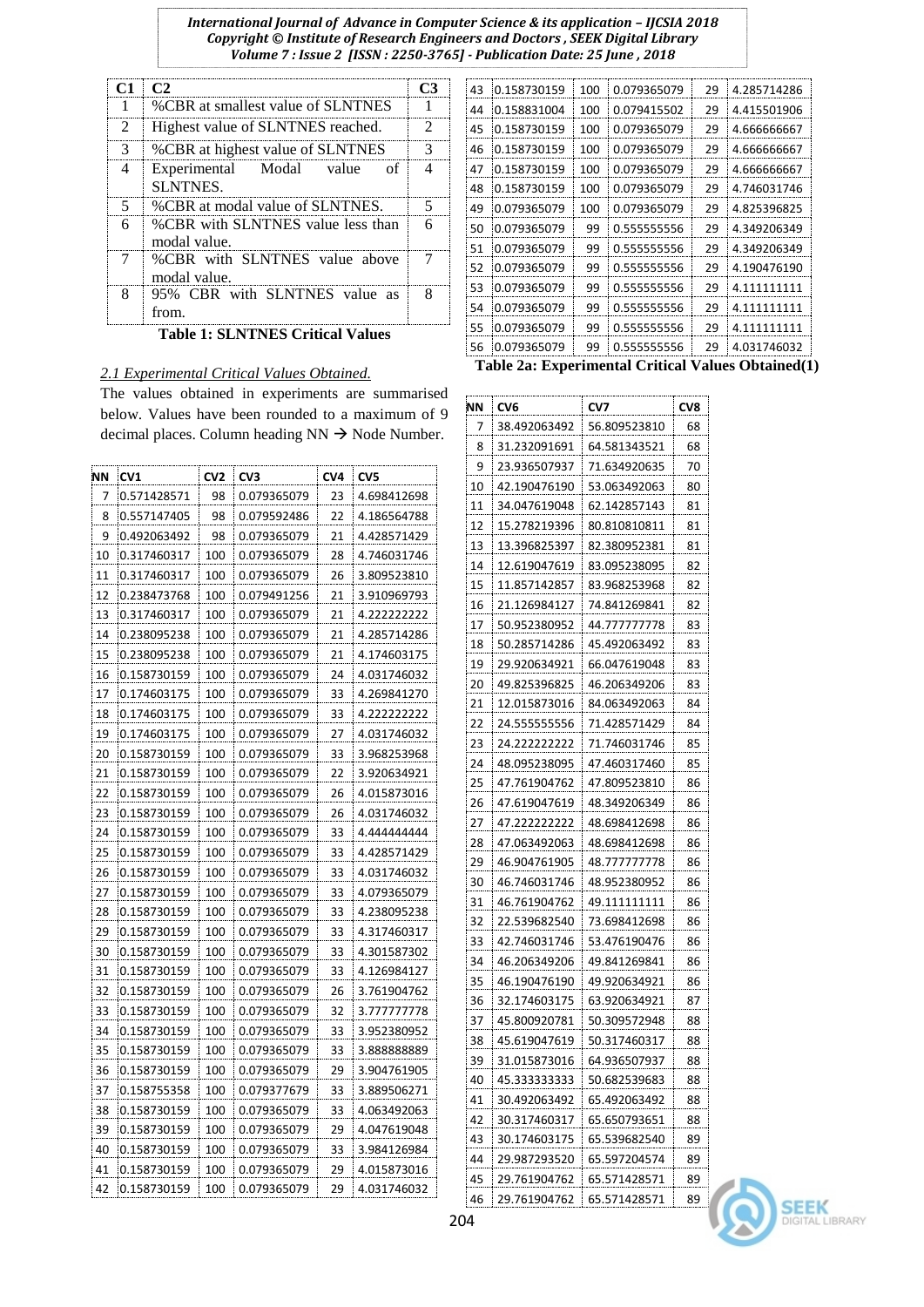| C1 | C2 | C3 |
|---|---|---|
| 1 | %CBR at smallest value of SLNTNES | 1 |
| 2 | Highest value of SLNTNES reached. | 2 |
| 3 | %CBR at highest value of SLNTNES | 3 |
| 4 | Experimental Modal value of SLNTNES. | 4 |
| 5 | %CBR at modal value of SLNTNES. | 5 |
| 6 | %CBR with SLNTNES value less than modal value. | 6 |
| 7 | %CBR with SLNTNES value above modal value. | 7 |
| 8 | 95% CBR with SLNTNES value as from. | 8 |

**Table 1: SLNTNES Critical Values**

*2.1 Experimental Critical Values Obtained.*

The values obtained in experiments are summarised below. Values have been rounded to a maximum of 9 decimal places. Column heading NN → Node Number.

| NN | CV1 | CV2 | CV3 | CV4 | CV5 |
|---|---|---|---|---|---|
| 7 | 0.571428571 | 98 | 0.079365079 | 23 | 4.698412698 |
| 8 | 0.557147405 | 98 | 0.079592486 | 22 | 4.186564788 |
| 9 | 0.492063492 | 98 | 0.079365079 | 21 | 4.428571429 |
| 10 | 0.317460317 | 100 | 0.079365079 | 28 | 4.746031746 |
| 11 | 0.317460317 | 100 | 0.079365079 | 26 | 3.809523810 |
| 12 | 0.238473768 | 100 | 0.079491256 | 21 | 3.910969793 |
| 13 | 0.317460317 | 100 | 0.079365079 | 21 | 4.222222222 |
| 14 | 0.238095238 | 100 | 0.079365079 | 21 | 4.285714286 |
| 15 | 0.238095238 | 100 | 0.079365079 | 21 | 4.174603175 |
| 16 | 0.158730159 | 100 | 0.079365079 | 24 | 4.031746032 |
| 17 | 0.174603175 | 100 | 0.079365079 | 33 | 4.269841270 |
| 18 | 0.174603175 | 100 | 0.079365079 | 33 | 4.222222222 |
| 19 | 0.174603175 | 100 | 0.079365079 | 27 | 4.031746032 |
| 20 | 0.158730159 | 100 | 0.079365079 | 33 | 3.968253968 |
| 21 | 0.158730159 | 100 | 0.079365079 | 22 | 3.920634921 |
| 22 | 0.158730159 | 100 | 0.079365079 | 26 | 4.015873016 |
| 23 | 0.158730159 | 100 | 0.079365079 | 26 | 4.031746032 |
| 24 | 0.158730159 | 100 | 0.079365079 | 33 | 4.444444444 |
| 25 | 0.158730159 | 100 | 0.079365079 | 33 | 4.428571429 |
| 26 | 0.158730159 | 100 | 0.079365079 | 33 | 4.031746032 |
| 27 | 0.158730159 | 100 | 0.079365079 | 33 | 4.079365079 |
| 28 | 0.158730159 | 100 | 0.079365079 | 33 | 4.238095238 |
| 29 | 0.158730159 | 100 | 0.079365079 | 33 | 4.317460317 |
| 30 | 0.158730159 | 100 | 0.079365079 | 33 | 4.301587302 |
| 31 | 0.158730159 | 100 | 0.079365079 | 33 | 4.126984127 |
| 32 | 0.158730159 | 100 | 0.079365079 | 26 | 3.761904762 |
| 33 | 0.158730159 | 100 | 0.079365079 | 32 | 3.777777778 |
| 34 | 0.158730159 | 100 | 0.079365079 | 33 | 3.952380952 |
| 35 | 0.158730159 | 100 | 0.079365079 | 33 | 3.888888889 |
| 36 | 0.158730159 | 100 | 0.079365079 | 29 | 3.904761905 |
| 37 | 0.158755358 | 100 | 0.079377679 | 33 | 3.889506271 |
| 38 | 0.158730159 | 100 | 0.079365079 | 33 | 4.063492063 |
| 39 | 0.158730159 | 100 | 0.079365079 | 29 | 4.047619048 |
| 40 | 0.158730159 | 100 | 0.079365079 | 33 | 3.984126984 |
| 41 | 0.158730159 | 100 | 0.079365079 | 29 | 4.015873016 |
| 42 | 0.158730159 | 100 | 0.079365079 | 29 | 4.031746032 |
| 43 | 0.158730159 | 100 | 0.079365079 | 29 | 4.285714286 |
| 44 | 0.158831004 | 100 | 0.079415502 | 29 | 4.415501906 |
| 45 | 0.158730159 | 100 | 0.079365079 | 29 | 4.666666667 |
| 46 | 0.158730159 | 100 | 0.079365079 | 29 | 4.666666667 |
| 47 | 0.158730159 | 100 | 0.079365079 | 29 | 4.666666667 |
| 48 | 0.158730159 | 100 | 0.079365079 | 29 | 4.746031746 |
| 49 | 0.079365079 | 100 | 0.079365079 | 29 | 4.825396825 |
| 50 | 0.079365079 | 99 | 0.555555556 | 29 | 4.349206349 |
| 51 | 0.079365079 | 99 | 0.555555556 | 29 | 4.349206349 |
| 52 | 0.079365079 | 99 | 0.555555556 | 29 | 4.190476190 |
| 53 | 0.079365079 | 99 | 0.555555556 | 29 | 4.111111111 |
| 54 | 0.079365079 | 99 | 0.555555556 | 29 | 4.111111111 |
| 55 | 0.079365079 | 99 | 0.555555556 | 29 | 4.111111111 |
| 56 | 0.079365079 | 99 | 0.555555556 | 29 | 4.031746032 |

**Table 2a: Experimental Critical Values Obtained(1)**

| NN | CV6 | CV7 | CV8 |
|---|---|---|---|
| 7 | 38.492063492 | 56.809523810 | 68 |
| 8 | 31.232091691 | 64.581343521 | 68 |
| 9 | 23.936507937 | 71.634920635 | 70 |
| 10 | 42.190476190 | 53.063492063 | 80 |
| 11 | 34.047619048 | 62.142857143 | 81 |
| 12 | 15.278219396 | 80.810810811 | 81 |
| 13 | 13.396825397 | 82.380952381 | 81 |
| 14 | 12.619047619 | 83.095238095 | 82 |
| 15 | 11.857142857 | 83.968253968 | 82 |
| 16 | 21.126984127 | 74.841269841 | 82 |
| 17 | 50.952380952 | 44.777777778 | 83 |
| 18 | 50.285714286 | 45.492063492 | 83 |
| 19 | 29.920634921 | 66.047619048 | 83 |
| 20 | 49.825396825 | 46.206349206 | 83 |
| 21 | 12.015873016 | 84.063492063 | 84 |
| 22 | 24.555555556 | 71.428571429 | 84 |
| 23 | 24.222222222 | 71.746031746 | 85 |
| 24 | 48.095238095 | 47.460317460 | 85 |
| 25 | 47.761904762 | 47.809523810 | 86 |
| 26 | 47.619047619 | 48.349206349 | 86 |
| 27 | 47.222222222 | 48.698412698 | 86 |
| 28 | 47.063492063 | 48.698412698 | 86 |
| 29 | 46.904761905 | 48.777777778 | 86 |
| 30 | 46.746031746 | 48.952380952 | 86 |
| 31 | 46.761904762 | 49.111111111 | 86 |
| 32 | 22.539682540 | 73.698412698 | 86 |
| 33 | 42.746031746 | 53.476190476 | 86 |
| 34 | 46.206349206 | 49.841269841 | 86 |
| 35 | 46.190476190 | 49.920634921 | 86 |
| 36 | 32.174603175 | 63.920634921 | 87 |
| 37 | 45.800920781 | 50.309572948 | 88 |
| 38 | 45.619047619 | 50.317460317 | 88 |
| 39 | 31.015873016 | 64.936507937 | 88 |
| 40 | 45.333333333 | 50.682539683 | 88 |
| 41 | 30.492063492 | 65.492063492 | 88 |
| 42 | 30.317460317 | 65.650793651 | 88 |
| 43 | 30.174603175 | 65.539682540 | 89 |
| 44 | 29.987293520 | 65.597204574 | 89 |
| 45 | 29.761904762 | 65.571428571 | 89 |
| 46 | 29.761904762 | 65.571428571 | 89 |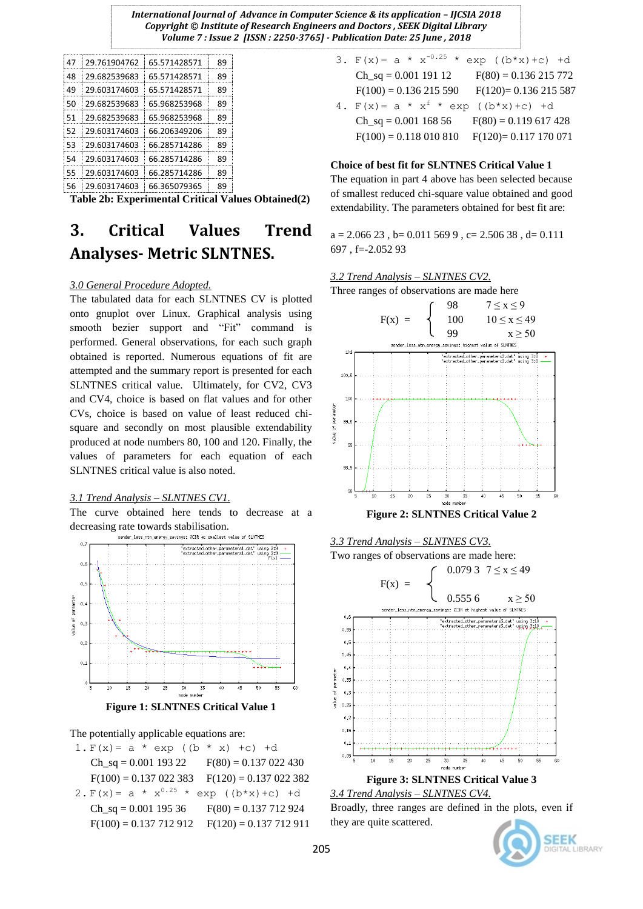| 47 | 29.761904762 | 65.571428571 | 89 |
|---|---|---|---|
| 48 | 29.682539683 | 65.571428571 | 89 |
| 49 | 29.603174603 | 65.571428571 | 89 |
| 50 | 29.682539683 | 65.968253968 | 89 |
| 51 | 29.682539683 | 65.968253968 | 89 |
| 52 | 29.603174603 | 66.206349206 | 89 |
| 53 | 29.603174603 | 66.285714286 | 89 |
| 54 | 29.603174603 | 66.285714286 | 89 |
| 55 | 29.603174603 | 66.285714286 | 89 |
| 56 | 29.603174603 | 66.365079365 | 89 |

**Table 2b: Experimental Critical Values Obtained(2)**

# 3. Critical Values Trend Analyses- Metric SLNTNES.

*3.0 General Procedure Adopted.*

The tabulated data for each SLNTNES CV is plotted onto gnuplot over Linux. Graphical analysis using smooth bezier support and "Fit" command is performed. General observations, for each such graph obtained is reported. Numerous equations of fit are attempted and the summary report is presented for each SLNTNES critical value. Ultimately, for CV2, CV3 and CV4, choice is based on flat values and for other CVs, choice is based on value of least reduced chi-square and secondly on most plausible extendability produced at node numbers 80, 100 and 120. Finally, the values of parameters for each equation of each SLNTNES critical value is also noted.

*3.1 Trend Analysis – SLNTNES CV1.*

The curve obtained here tends to decrease at a decreasing rate towards stabilisation.

**Figure 1: SLNTNES Critical Value 1**

The potentially applicable equations are:

1. $F(x) = a * \exp((b * x) + c) + d$

   Ch_sq = 0.001 193 22   F(80) = 0.137 022 430

   F(100) = 0.137 022 383   F(120) = 0.137 022 382

2. $F(x) = a * x^{0.25} * \exp((b*x)+c) + d$

   Ch_sq = 0.001 195 36   F(80) = 0.137 712 924

   F(100) = 0.137 712 912   F(120) = 0.137 712 911

3. $F(x) = a * x^{-0.25} * \exp((b*x)+c) + d$

   Ch_sq = 0.001 191 12   F(80) = 0.136 215 772

   F(100) = 0.136 215 590   F(120)= 0.136 215 587

4. $F(x) = a * x^{f} * \exp((b*x)+c) + d$

   Ch_sq = 0.001 168 56   F(80) = 0.119 617 428

   F(100) = 0.118 010 810   F(120)= 0.117 170 071

**Choice of best fit for SLNTNES Critical Value 1**

The equation in part 4 above has been selected because of smallest reduced chi-square value obtained and good extendability. The parameters obtained for best fit are:

a = 2.066 23 , b= 0.011 569 9 , c= 2.506 38 , d= 0.111 697 , f=-2.052 93

*3.2 Trend Analysis – SLNTNES CV2.*

Three ranges of observations are made here

$$F(x) = \begin{cases} 98 & 7 \le x \le 9 \\ 100 & 10 \le x \le 49 \\ 99 & x \ge 50 \end{cases}$$

**Figure 2: SLNTNES Critical Value 2**

*3.3 Trend Analysis – SLNTNES CV3.*

Two ranges of observations are made here:

$$F(x) = \begin{cases} 0.079\,3 & 7 \le x \le 49 \\ 0.555\,6 & x \ge 50 \end{cases}$$

**Figure 3: SLNTNES Critical Value 3**

*3.4 Trend Analysis – SLNTNES CV4.*

Broadly, three ranges are defined in the plots, even if they are quite scattered.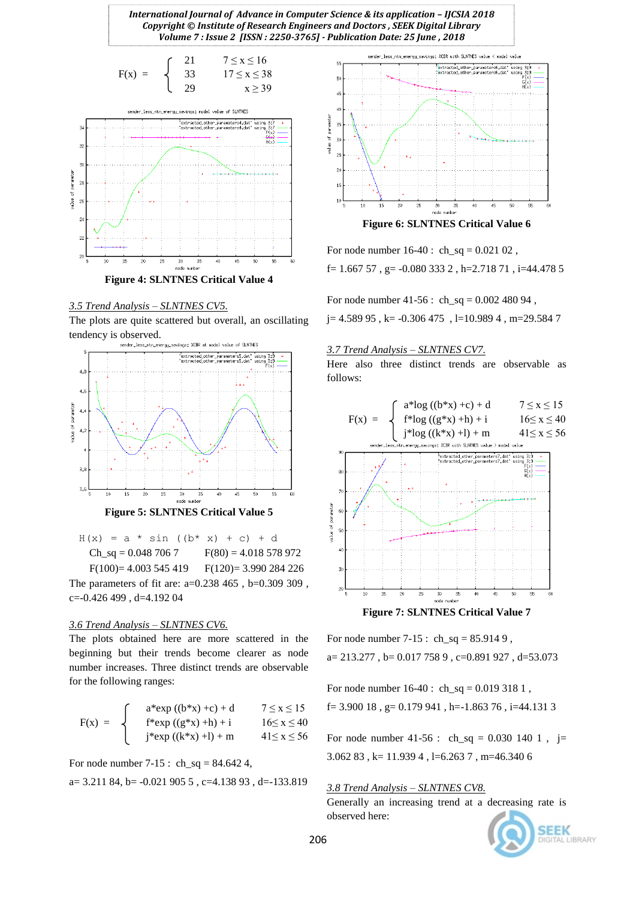$$F(x) = \begin{cases} 21 & 7 \le x \le 16 \\ 33 & 17 \le x \le 38 \\ 29 & x \ge 39 \end{cases}$$

**Figure 4: SLNTNES Critical Value 4**

*3.5 Trend Analysis – SLNTNES CV5.*

The plots are quite scattered but overall, an oscillating tendency is observed.

**Figure 5: SLNTNES Critical Value 5**

$$H(x) = a * \sin((b*x) + c) + d$$

Ch_sq = 0.048 706 7   F(80) = 4.018 578 972

F(100)= 4.003 545 419   F(120)= 3.990 284 226

The parameters of fit are: a=0.238 465 , b=0.309 309 , c=-0.426 499 , d=4.192 04

*3.6 Trend Analysis – SLNTNES CV6.*

The plots obtained here are more scattered in the beginning but their trends become clearer as node number increases. Three distinct trends are observable for the following ranges:

$$F(x) = \begin{cases} a*\exp((b*x)+c)+d & 7 \le x \le 15 \\ f*\exp((g*x)+h)+i & 16 \le x \le 40 \\ j*\exp((k*x)+l)+m & 41 \le x \le 56 \end{cases}$$

For node number 7-15 : ch_sq = 84.642 4,

a= 3.211 84, b= -0.021 905 5 , c=4.138 93 , d=-133.819

**Figure 6: SLNTNES Critical Value 6**

For node number 16-40 : ch_sq = 0.021 02 ,

f= 1.667 57 , g= -0.080 333 2 , h=2.718 71 , i=44.478 5

For node number 41-56 : ch_sq = 0.002 480 94 ,

j= 4.589 95 , k= -0.306 475 , l=10.989 4 , m=29.584 7

*3.7 Trend Analysis – SLNTNES CV7.*

Here also three distinct trends are observable as follows:

$$F(x) = \begin{cases} a*\log((b*x)+c)+d & 7 \le x \le 15 \\ f*\log((g*x)+h)+i & 16 \le x \le 40 \\ j*\log((k*x)+l)+m & 41 \le x \le 56 \end{cases}$$

**Figure 7: SLNTNES Critical Value 7**

For node number 7-15 : ch_sq = 85.914 9 ,

a= 213.277 , b= 0.017 758 9 , c=0.891 927 , d=53.073

For node number 16-40 : ch_sq = 0.019 318 1 ,

f= 3.900 18 , g= 0.179 941 , h=-1.863 76 , i=44.131 3

For node number 41-56 : ch_sq = 0.030 140 1 , j= 3.062 83 , k= 11.939 4 , l=6.263 7 , m=46.340 6

*3.8 Trend Analysis – SLNTNES CV8.*

Generally an increasing trend at a decreasing rate is observed here: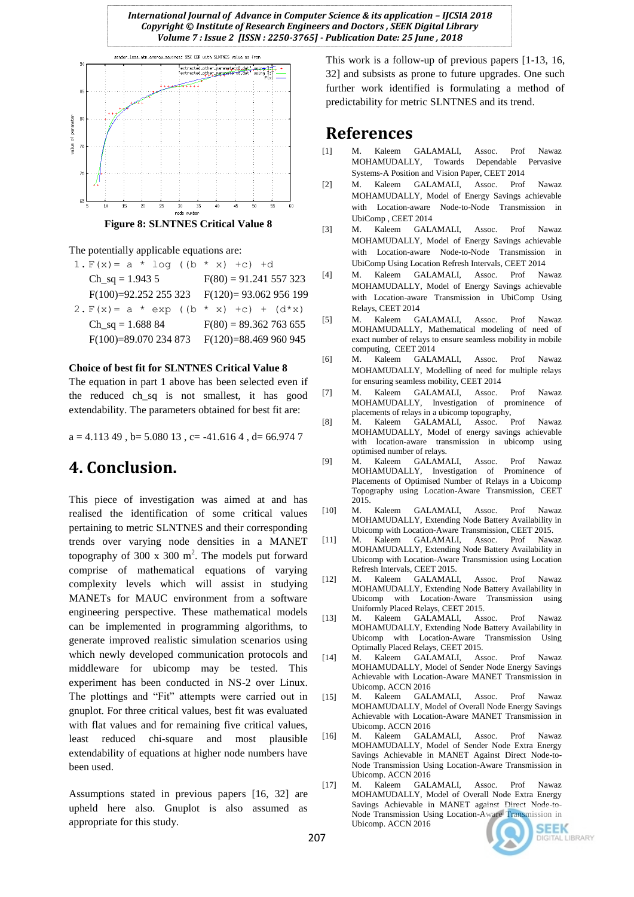Figure 8: SLNTNES Critical Value 8

The potentially applicable equations are:

1. F(x)= a * log ((b * x) +c) +d

   Ch_sq = 1.943 5 F(80) = 91.241 557 323

   F(100)=92.252 255 323 F(120)= 93.062 956 199

2. F(x)= a * exp ((b * x) +c) + (d*x)

   Ch_sq = 1.688 84 F(80) = 89.362 763 655

   F(100)=89.070 234 873 F(120)=88.469 960 945

**Choice of best fit for SLNTNES Critical Value 8**

The equation in part 1 above has been selected even if the reduced ch_sq is not smallest, it has good extendability. The parameters obtained for best fit are:

a = 4.113 49 , b= 5.080 13 , c= -41.616 4 , d= 66.974 7

# 4. Conclusion.

This piece of investigation was aimed at and has realised the identification of some critical values pertaining to metric SLNTNES and their corresponding trends over varying node densities in a MANET topography of 300 x 300 m$^2$. The models put forward comprise of mathematical equations of varying complexity levels which will assist in studying MANETs for MAUC environment from a software engineering perspective. These mathematical models can be implemented in programming algorithms, to generate improved realistic simulation scenarios using which newly developed communication protocols and middleware for ubicomp may be tested. This experiment has been conducted in NS-2 over Linux. The plottings and "Fit" attempts were carried out in gnuplot. For three critical values, best fit was evaluated with flat values and for remaining five critical values, least reduced chi-square and most plausible extendability of equations at higher node numbers have been used.

Assumptions stated in previous papers [16, 32] are upheld here also. Gnuplot is also assumed as appropriate for this study.

This work is a follow-up of previous papers [1-13, 16, 32] and subsists as prone to future upgrades. One such further work identified is formulating a method of predictability for metric SLNTNES and its trend.

# References

[1] M. Kaleem GALAMALI, Assoc. Prof Nawaz MOHAMUDALLY, Towards Dependable Pervasive Systems-A Position and Vision Paper, CEET 2014

[2] M. Kaleem GALAMALI, Assoc. Prof Nawaz MOHAMUDALLY, Model of Energy Savings achievable with Location-aware Node-to-Node Transmission in UbiComp , CEET 2014

[3] M. Kaleem GALAMALI, Assoc. Prof Nawaz MOHAMUDALLY, Model of Energy Savings achievable with Location-aware Node-to-Node Transmission in UbiComp Using Location Refresh Intervals, CEET 2014

[4] M. Kaleem GALAMALI, Assoc. Prof Nawaz MOHAMUDALLY, Model of Energy Savings achievable with Location-aware Transmission in UbiComp Using Relays, CEET 2014

[5] M. Kaleem GALAMALI, Assoc. Prof Nawaz MOHAMUDALLY, Mathematical modeling of need of exact number of relays to ensure seamless mobility in mobile computing, CEET 2014

[6] M. Kaleem GALAMALI, Assoc. Prof Nawaz MOHAMUDALLY, Modelling of need for multiple relays for ensuring seamless mobility, CEET 2014

[7] M. Kaleem GALAMALI, Assoc. Prof Nawaz MOHAMUDALLY, Investigation of prominence of placements of relays in a ubicomp topography,

[8] M. Kaleem GALAMALI, Assoc. Prof Nawaz MOHAMUDALLY, Model of energy savings achievable with location-aware transmission in ubicomp using optimised number of relays.

[9] M. Kaleem GALAMALI, Assoc. Prof Nawaz MOHAMUDALLY, Investigation of Prominence of Placements of Optimised Number of Relays in a Ubicomp Topography using Location-Aware Transmission, CEET 2015.

[10] M. Kaleem GALAMALI, Assoc. Prof Nawaz MOHAMUDALLY, Extending Node Battery Availability in Ubicomp with Location-Aware Transmission, CEET 2015.

[11] M. Kaleem GALAMALI, Assoc. Prof Nawaz MOHAMUDALLY, Extending Node Battery Availability in Ubicomp with Location-Aware Transmission using Location Refresh Intervals, CEET 2015.

[12] M. Kaleem GALAMALI, Assoc. Prof Nawaz MOHAMUDALLY, Extending Node Battery Availability in Ubicomp with Location-Aware Transmission using Uniformly Placed Relays, CEET 2015.

[13] M. Kaleem GALAMALI, Assoc. Prof Nawaz MOHAMUDALLY, Extending Node Battery Availability in Ubicomp with Location-Aware Transmission Using Optimally Placed Relays, CEET 2015.

[14] M. Kaleem GALAMALI, Assoc. Prof Nawaz MOHAMUDALLY, Model of Sender Node Energy Savings Achievable with Location-Aware MANET Transmission in Ubicomp. ACCN 2016

[15] M. Kaleem GALAMALI, Assoc. Prof Nawaz MOHAMUDALLY, Model of Overall Node Energy Savings Achievable with Location-Aware MANET Transmission in Ubicomp. ACCN 2016

[16] M. Kaleem GALAMALI, Assoc. Prof Nawaz MOHAMUDALLY, Model of Sender Node Extra Energy Savings Achievable in MANET Against Direct Node-to-Node Transmission Using Location-Aware Transmission in Ubicomp. ACCN 2016

[17] M. Kaleem GALAMALI, Assoc. Prof Nawaz MOHAMUDALLY, Model of Overall Node Extra Energy Savings Achievable in MANET against Direct Node-to-Node Transmission Using Location-Aware Transmission in Ubicomp. ACCN 2016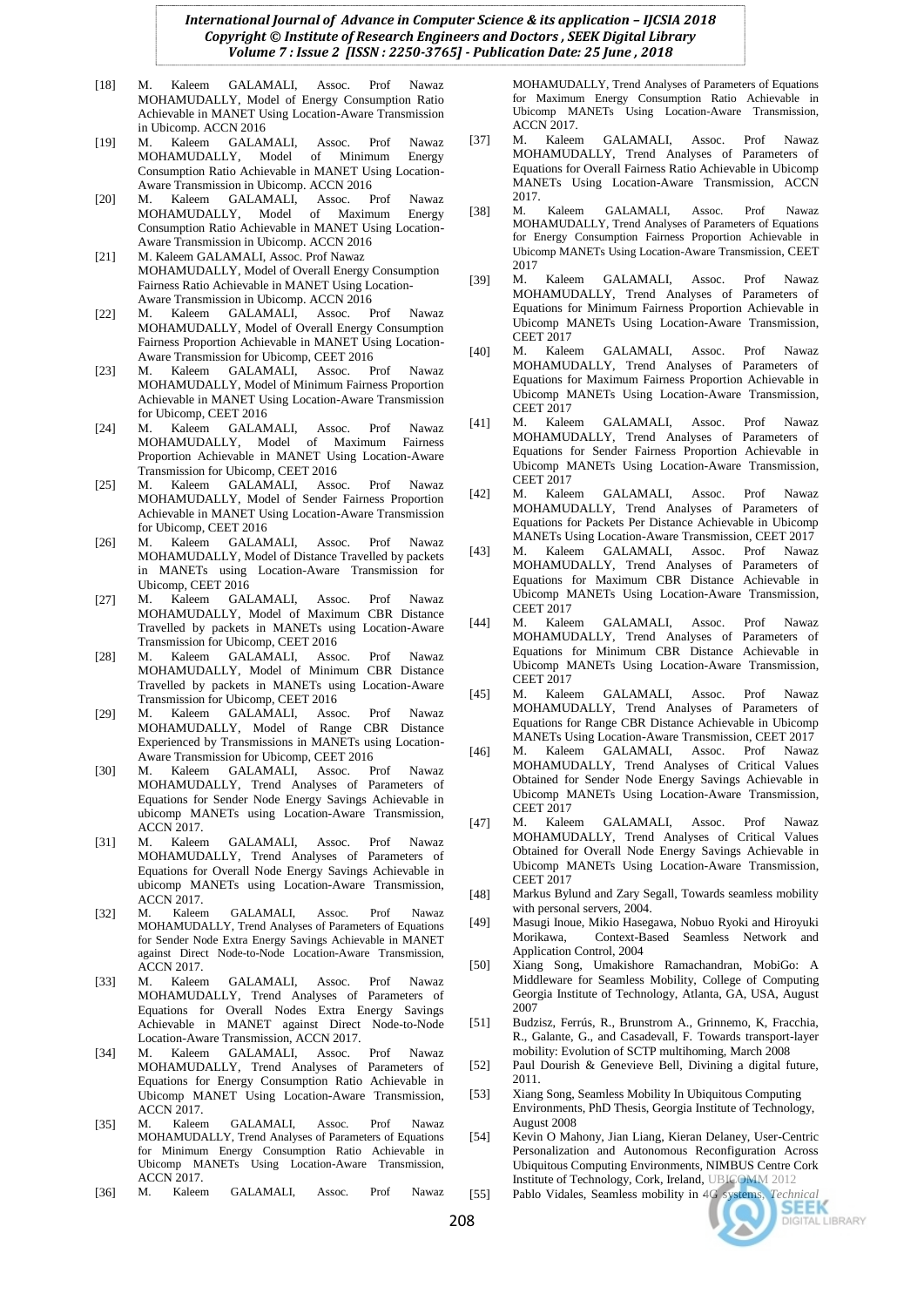[18] M. Kaleem GALAMALI, Assoc. Prof Nawaz MOHAMUDALLY, Model of Energy Consumption Ratio Achievable in MANET Using Location-Aware Transmission in Ubicomp. ACCN 2016

[19] M. Kaleem GALAMALI, Assoc. Prof Nawaz MOHAMUDALLY, Model of Minimum Energy Consumption Ratio Achievable in MANET Using Location-Aware Transmission in Ubicomp. ACCN 2016

[20] M. Kaleem GALAMALI, Assoc. Prof Nawaz MOHAMUDALLY, Model of Maximum Energy Consumption Ratio Achievable in MANET Using Location-Aware Transmission in Ubicomp. ACCN 2016

[21] M. Kaleem GALAMALI, Assoc. Prof Nawaz MOHAMUDALLY, Model of Overall Energy Consumption Fairness Ratio Achievable in MANET Using Location-Aware Transmission in Ubicomp. ACCN 2016

[22] M. Kaleem GALAMALI, Assoc. Prof Nawaz MOHAMUDALLY, Model of Overall Energy Consumption Fairness Proportion Achievable in MANET Using Location-Aware Transmission for Ubicomp, CEET 2016

[23] M. Kaleem GALAMALI, Assoc. Prof Nawaz MOHAMUDALLY, Model of Minimum Fairness Proportion Achievable in MANET Using Location-Aware Transmission for Ubicomp, CEET 2016

[24] M. Kaleem GALAMALI, Assoc. Prof Nawaz MOHAMUDALLY, Model of Maximum Fairness Proportion Achievable in MANET Using Location-Aware Transmission for Ubicomp, CEET 2016

[25] M. Kaleem GALAMALI, Assoc. Prof Nawaz MOHAMUDALLY, Model of Sender Fairness Proportion Achievable in MANET Using Location-Aware Transmission for Ubicomp, CEET 2016

[26] M. Kaleem GALAMALI, Assoc. Prof Nawaz MOHAMUDALLY, Model of Distance Travelled by packets in MANETs using Location-Aware Transmission for Ubicomp, CEET 2016

[27] M. Kaleem GALAMALI, Assoc. Prof Nawaz MOHAMUDALLY, Model of Maximum CBR Distance Travelled by packets in MANETs using Location-Aware Transmission for Ubicomp, CEET 2016

[28] M. Kaleem GALAMALI, Assoc. Prof Nawaz MOHAMUDALLY, Model of Minimum CBR Distance Travelled by packets in MANETs using Location-Aware Transmission for Ubicomp, CEET 2016

[29] M. Kaleem GALAMALI, Assoc. Prof Nawaz MOHAMUDALLY, Model of Range CBR Distance Experienced by Transmissions in MANETs using Location-Aware Transmission for Ubicomp, CEET 2016

[30] M. Kaleem GALAMALI, Assoc. Prof Nawaz MOHAMUDALLY, Trend Analyses of Parameters of Equations for Sender Node Energy Savings Achievable in ubicomp MANETs using Location-Aware Transmission, ACCN 2017.

[31] M. Kaleem GALAMALI, Assoc. Prof Nawaz MOHAMUDALLY, Trend Analyses of Parameters of Equations for Overall Node Energy Savings Achievable in ubicomp MANETs using Location-Aware Transmission, ACCN 2017.

[32] M. Kaleem GALAMALI, Assoc. Prof Nawaz MOHAMUDALLY, Trend Analyses of Parameters of Equations for Sender Node Extra Energy Savings Achievable in MANET against Direct Node-to-Node Location-Aware Transmission, ACCN 2017.

[33] M. Kaleem GALAMALI, Assoc. Prof Nawaz MOHAMUDALLY, Trend Analyses of Parameters of Equations for Overall Nodes Extra Energy Savings Achievable in MANET against Direct Node-to-Node Location-Aware Transmission, ACCN 2017.

[34] M. Kaleem GALAMALI, Assoc. Prof Nawaz MOHAMUDALLY, Trend Analyses of Parameters of Equations for Energy Consumption Ratio Achievable in Ubicomp MANET Using Location-Aware Transmission, ACCN 2017.

[35] M. Kaleem GALAMALI, Assoc. Prof Nawaz MOHAMUDALLY, Trend Analyses of Parameters of Equations for Minimum Energy Consumption Ratio Achievable in Ubicomp MANETs Using Location-Aware Transmission, ACCN 2017.

[36] M. Kaleem GALAMALI, Assoc. Prof Nawaz MOHAMUDALLY, Trend Analyses of Parameters of Equations for Maximum Energy Consumption Ratio Achievable in Ubicomp MANETs Using Location-Aware Transmission, ACCN 2017.

[37] M. Kaleem GALAMALI, Assoc. Prof Nawaz MOHAMUDALLY, Trend Analyses of Parameters of Equations for Overall Fairness Ratio Achievable in Ubicomp MANETs Using Location-Aware Transmission, ACCN 2017.

[38] M. Kaleem GALAMALI, Assoc. Prof Nawaz MOHAMUDALLY, Trend Analyses of Parameters of Equations for Energy Consumption Fairness Proportion Achievable in Ubicomp MANETs Using Location-Aware Transmission, CEET 2017

[39] M. Kaleem GALAMALI, Assoc. Prof Nawaz MOHAMUDALLY, Trend Analyses of Parameters of Equations for Minimum Fairness Proportion Achievable in Ubicomp MANETs Using Location-Aware Transmission, CEET 2017

[40] M. Kaleem GALAMALI, Assoc. Prof Nawaz MOHAMUDALLY, Trend Analyses of Parameters of Equations for Maximum Fairness Proportion Achievable in Ubicomp MANETs Using Location-Aware Transmission, CEET 2017

[41] M. Kaleem GALAMALI, Assoc. Prof Nawaz MOHAMUDALLY, Trend Analyses of Parameters of Equations for Sender Fairness Proportion Achievable in Ubicomp MANETs Using Location-Aware Transmission, CEET 2017

[42] M. Kaleem GALAMALI, Assoc. Prof Nawaz MOHAMUDALLY, Trend Analyses of Parameters of Equations for Packets Per Distance Achievable in Ubicomp MANETs Using Location-Aware Transmission, CEET 2017

[43] M. Kaleem GALAMALI, Assoc. Prof Nawaz MOHAMUDALLY, Trend Analyses of Parameters of Equations for Maximum CBR Distance Achievable in Ubicomp MANETs Using Location-Aware Transmission, CEET 2017

[44] M. Kaleem GALAMALI, Assoc. Prof Nawaz MOHAMUDALLY, Trend Analyses of Parameters of Equations for Minimum CBR Distance Achievable in Ubicomp MANETs Using Location-Aware Transmission, CEET 2017

[45] M. Kaleem GALAMALI, Assoc. Prof Nawaz MOHAMUDALLY, Trend Analyses of Parameters of Equations for Range CBR Distance Achievable in Ubicomp MANETs Using Location-Aware Transmission, CEET 2017

[46] M. Kaleem GALAMALI, Assoc. Prof Nawaz MOHAMUDALLY, Trend Analyses of Critical Values Obtained for Sender Node Energy Savings Achievable in Ubicomp MANETs Using Location-Aware Transmission, CEET 2017

[47] M. Kaleem GALAMALI, Assoc. Prof Nawaz MOHAMUDALLY, Trend Analyses of Critical Values Obtained for Overall Node Energy Savings Achievable in Ubicomp MANETs Using Location-Aware Transmission, CEET 2017

[48] Markus Bylund and Zary Segall, Towards seamless mobility with personal servers, 2004.

[49] Masugi Inoue, Mikio Hasegawa, Nobuo Ryoki and Hiroyuki Morikawa, Context-Based Seamless Network and Application Control, 2004

[50] Xiang Song, Umakishore Ramachandran, MobiGo: A Middleware for Seamless Mobility, College of Computing Georgia Institute of Technology, Atlanta, GA, USA, August 2007

[51] Budzisz, Ferrús, R., Brunstrom A., Grinnemo, K, Fracchia, R., Galante, G., and Casadevall, F. Towards transport-layer mobility: Evolution of SCTP multihoming, March 2008

[52] Paul Dourish & Genevieve Bell, Divining a digital future, 2011.

[53] Xiang Song, Seamless Mobility In Ubiquitous Computing Environments, PhD Thesis, Georgia Institute of Technology, August 2008

[54] Kevin O Mahony, Jian Liang, Kieran Delaney, User-Centric Personalization and Autonomous Reconfiguration Across Ubiquitous Computing Environments, NIMBUS Centre Cork Institute of Technology, Cork, Ireland, UBICOMM 2012

[55] Pablo Vidales, Seamless mobility in 4G systems, Technical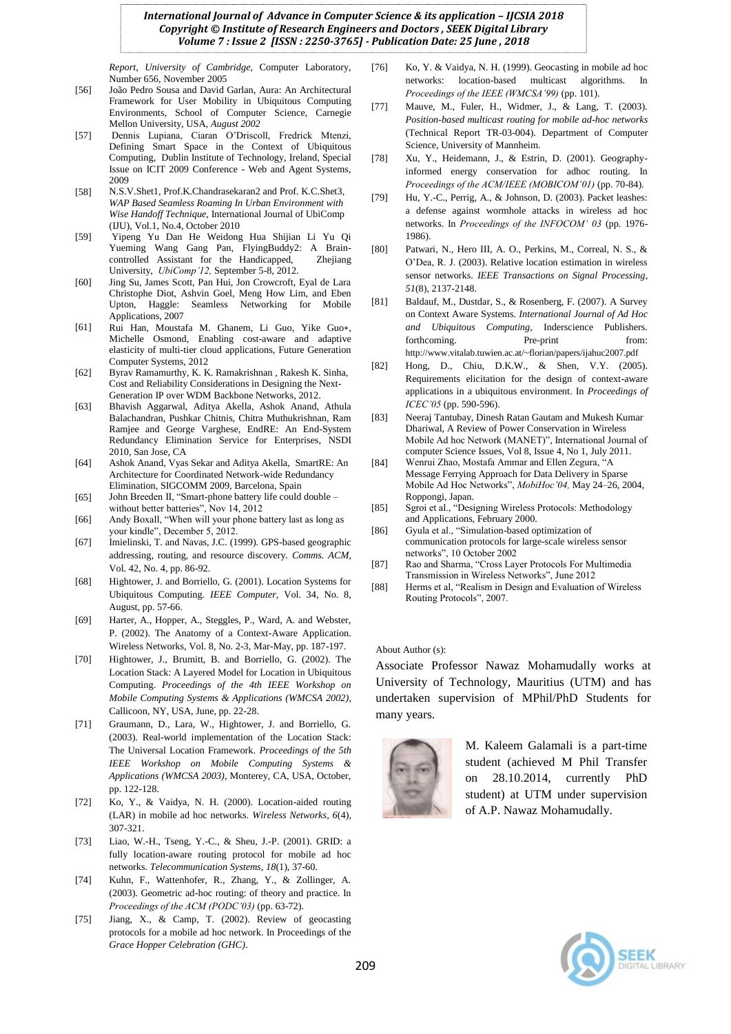Report, University of Cambridge, Computer Laboratory, Number 656, November 2005

[56] João Pedro Sousa and David Garlan, Aura: An Architectural Framework for User Mobility in Ubiquitous Computing Environments, School of Computer Science, Carnegie Mellon University, USA, *August 2002*

[57] Dennis Lupiana, Ciaran O'Driscoll, Fredrick Mtenzi, Defining Smart Space in the Context of Ubiquitous Computing, Dublin Institute of Technology, Ireland, Special Issue on ICIT 2009 Conference - Web and Agent Systems, 2009

[58] N.S.V.Shet1, Prof.K.Chandrasekaran2 and Prof. K.C.Shet3, *WAP Based Seamless Roaming In Urban Environment with Wise Handoff Technique*, International Journal of UbiComp (IJU), Vol.1, No.4, October 2010

[59] Yipeng Yu Dan He Weidong Hua Shijian Li Yu Qi Yueming Wang Gang Pan, FlyingBuddy2: A Brain-controlled Assistant for the Handicapped, Zhejiang University, *UbiComp'12,* September 5-8, 2012.

[60] Jing Su, James Scott, Pan Hui, Jon Crowcroft, Eyal de Lara Christophe Diot, Ashvin Goel, Meng How Lim, and Eben Upton, Haggle: Seamless Networking for Mobile Applications, 2007

[61] Rui Han, Moustafa M. Ghanem, Li Guo, Yike Guo∗, Michelle Osmond, Enabling cost-aware and adaptive elasticity of multi-tier cloud applications, Future Generation Computer Systems, 2012

[62] Byrav Ramamurthy, K. K. Ramakrishnan , Rakesh K. Sinha, Cost and Reliability Considerations in Designing the Next-Generation IP over WDM Backbone Networks, 2012.

[63] Bhavish Aggarwal, Aditya Akella, Ashok Anand, Athula Balachandran, Pushkar Chitnis, Chitra Muthukrishnan, Ram Ramjee and George Varghese, EndRE: An End-System Redundancy Elimination Service for Enterprises, NSDI 2010, San Jose, CA

[64] Ashok Anand, Vyas Sekar and Aditya Akella, SmartRE: An Architecture for Coordinated Network-wide Redundancy Elimination, SIGCOMM 2009, Barcelona, Spain

[65] John Breeden II, "Smart-phone battery life could double – without better batteries", Nov 14, 2012

[66] Andy Boxall, "When will your phone battery last as long as your kindle", December 5, 2012.

[67] Imielinski, T. and Navas, J.C. (1999). GPS-based geographic addressing, routing, and resource discovery. *Comms. ACM*, Vol. 42, No. 4, pp. 86-92.

[68] Hightower, J. and Borriello, G. (2001). Location Systems for Ubiquitous Computing. *IEEE Computer*, Vol. 34, No. 8, August, pp. 57-66.

[69] Harter, A., Hopper, A., Steggles, P., Ward, A. and Webster, P. (2002). The Anatomy of a Context-Aware Application. Wireless Networks, Vol. 8, No. 2-3, Mar-May, pp. 187-197.

[70] Hightower, J., Brumitt, B. and Borriello, G. (2002). The Location Stack: A Layered Model for Location in Ubiquitous Computing. *Proceedings of the 4th IEEE Workshop on Mobile Computing Systems & Applications (WMCSA 2002)*, Callicoon, NY, USA, June, pp. 22-28.

[71] Graumann, D., Lara, W., Hightower, J. and Borriello, G. (2003). Real-world implementation of the Location Stack: The Universal Location Framework. *Proceedings of the 5th IEEE Workshop on Mobile Computing Systems & Applications (WMCSA 2003)*, Monterey, CA, USA, October, pp. 122-128.

[72] Ko, Y., & Vaidya, N. H. (2000). Location-aided routing (LAR) in mobile ad hoc networks. *Wireless Networks*, *6*(4), 307-321.

[73] Liao, W.-H., Tseng, Y.-C., & Sheu, J.-P. (2001). GRID: a fully location-aware routing protocol for mobile ad hoc networks. *Telecommunication Systems*, *18*(1), 37-60.

[74] Kuhn, F., Wattenhofer, R., Zhang, Y., & Zollinger, A. (2003). Geometric ad-hoc routing: of theory and practice. In *Proceedings of the ACM (PODC'03)* (pp. 63-72).

[75] Jiang, X., & Camp, T. (2002). Review of geocasting protocols for a mobile ad hoc network. In Proceedings of the *Grace Hopper Celebration (GHC)*.

[76] Ko, Y. & Vaidya, N. H. (1999). Geocasting in mobile ad hoc networks: location-based multicast algorithms. In *Proceedings of the IEEE (WMCSA'99)* (pp. 101).

[77] Mauve, M., Fuler, H., Widmer, J., & Lang, T. (2003). *Position-based multicast routing for mobile ad-hoc networks* (Technical Report TR-03-004). Department of Computer Science, University of Mannheim.

[78] Xu, Y., Heidemann, J., & Estrin, D. (2001). Geography-informed energy conservation for adhoc routing. In *Proceedings of the ACM/IEEE (MOBICOM'01)* (pp. 70-84).

[79] Hu, Y.-C., Perrig, A., & Johnson, D. (2003). Packet leashes: a defense against wormhole attacks in wireless ad hoc networks. In *Proceedings of the INFOCOM' 03* (pp. 1976-1986).

[80] Patwari, N., Hero III, A. O., Perkins, M., Correal, N. S., & O'Dea, R. J. (2003). Relative location estimation in wireless sensor networks. *IEEE Transactions on Signal Processing*, *51*(8), 2137-2148.

[81] Baldauf, M., Dustdar, S., & Rosenberg, F. (2007). A Survey on Context Aware Systems. *International Journal of Ad Hoc and Ubiquitous Computing*, Inderscience Publishers. forthcoming. Pre-print from: http://www.vitalab.tuwien.ac.at/~florian/papers/ijahuc2007.pdf

[82] Hong, D., Chiu, D.K.W., & Shen, V.Y. (2005). Requirements elicitation for the design of context-aware applications in a ubiquitous environment. In *Proceedings of ICEC'05* (pp. 590-596).

[83] Neeraj Tantubay, Dinesh Ratan Gautam and Mukesh Kumar Dhariwal, A Review of Power Conservation in Wireless Mobile Ad hoc Network (MANET)", International Journal of computer Science Issues, Vol 8, Issue 4, No 1, July 2011.

[84] Wenrui Zhao, Mostafa Ammar and Ellen Zegura, "A Message Ferrying Approach for Data Delivery in Sparse Mobile Ad Hoc Networks", *MobiHoc'04,* May 24–26, 2004, Roppongi, Japan.

[85] Sgroi et al., "Designing Wireless Protocols: Methodology and Applications, February 2000.

[86] Gyula et al., "Simulation-based optimization of communication protocols for large-scale wireless sensor networks", 10 October 2002

[87] Rao and Sharma, "Cross Layer Protocols For Multimedia Transmission in Wireless Networks", June 2012

[88] Herms et al, "Realism in Design and Evaluation of Wireless Routing Protocols", 2007.

About Author (s):

Associate Professor Nawaz Mohamudally works at University of Technology, Mauritius (UTM) and has undertaken supervision of MPhil/PhD Students for many years.

M. Kaleem Galamali is a part-time student (achieved M Phil Transfer on 28.10.2014, currently PhD student) at UTM under supervision of A.P. Nawaz Mohamudally.